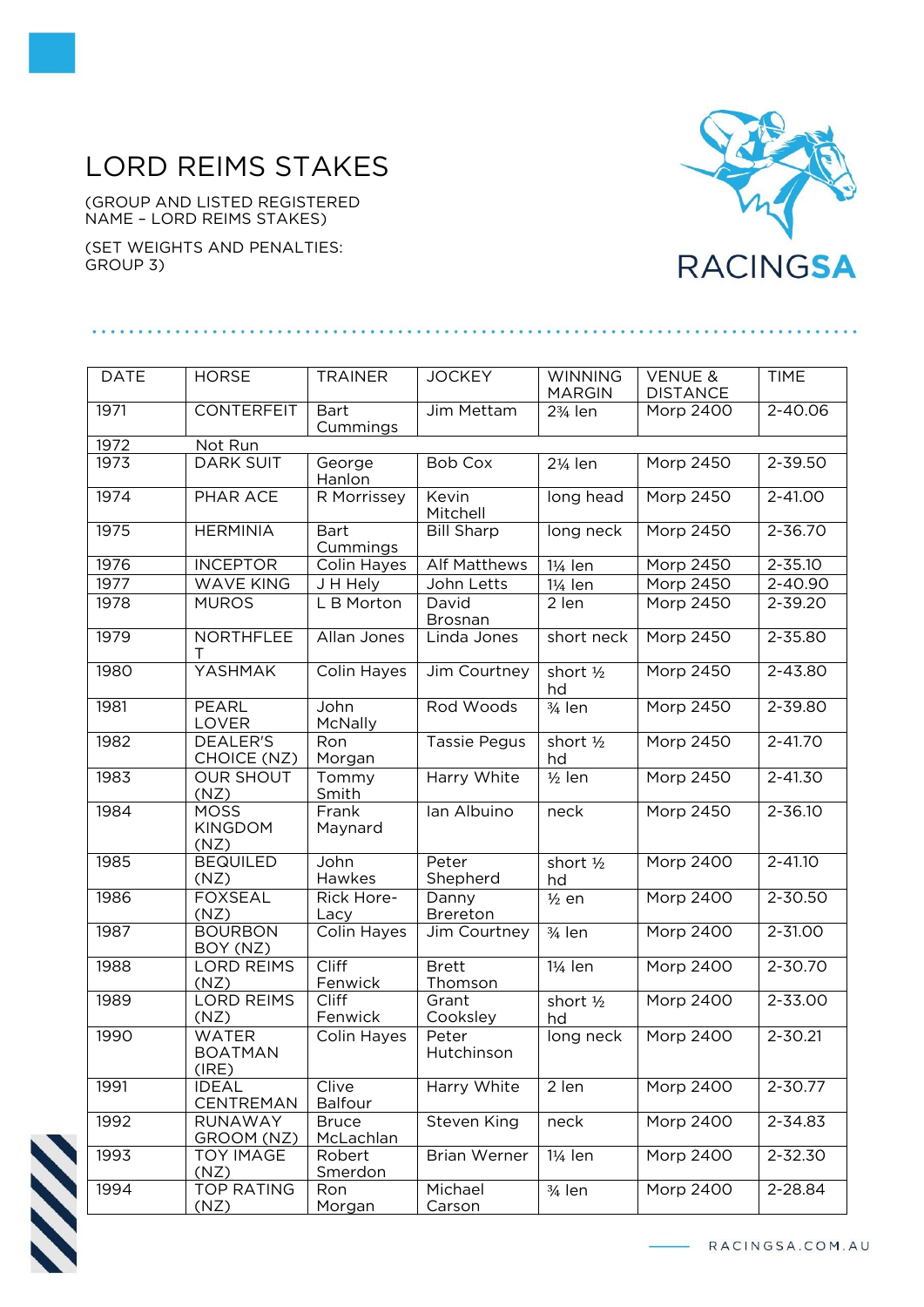# LORD REIMS STAKES

(GROUP AND LISTED REGISTERED NAME – LORD REIMS STAKES)

(SET WEIGHTS AND PENALTIES: GROUP 3)

| DATE | HORSE | TRAINER | JOCKEY | WINNING MARGIN | VENUE & DISTANCE | TIME |
|---|---|---|---|---|---|---|
| 1971 | CONTERFEIT | Bart Cummings | Jim Mettam | 2¾ len | Morp 2400 | 2-40.06 |
| 1972 | Not Run | | | | | |
| 1973 | DARK SUIT | George Hanlon | Bob Cox | 2¼ len | Morp 2450 | 2-39.50 |
| 1974 | PHAR ACE | R Morrissey | Kevin Mitchell | long head | Morp 2450 | 2-41.00 |
| 1975 | HERMINIA | Bart Cummings | Bill Sharp | long neck | Morp 2450 | 2-36.70 |
| 1976 | INCEPTOR | Colin Hayes | Alf Matthews | 1¼ len | Morp 2450 | 2-35.10 |
| 1977 | WAVE KING | J H Hely | John Letts | 1¼ len | Morp 2450 | 2-40.90 |
| 1978 | MUROS | L B Morton | David Brosnan | 2 len | Morp 2450 | 2-39.20 |
| 1979 | NORTHFLEET | Allan Jones | Linda Jones | short neck | Morp 2450 | 2-35.80 |
| 1980 | YASHMAK | Colin Hayes | Jim Courtney | short ½ hd | Morp 2450 | 2-43.80 |
| 1981 | PEARL LOVER | John McNally | Rod Woods | ¾ len | Morp 2450 | 2-39.80 |
| 1982 | DEALER'S CHOICE (NZ) | Ron Morgan | Tassie Pegus | short ½ hd | Morp 2450 | 2-41.70 |
| 1983 | OUR SHOUT (NZ) | Tommy Smith | Harry White | ½ len | Morp 2450 | 2-41.30 |
| 1984 | MOSS KINGDOM (NZ) | Frank Maynard | Ian Albuino | neck | Morp 2450 | 2-36.10 |
| 1985 | BEQUILED (NZ) | John Hawkes | Peter Shepherd | short ½ hd | Morp 2400 | 2-41.10 |
| 1986 | FOXSEAL (NZ) | Rick Hore-Lacy | Danny Brereton | ½ en | Morp 2400 | 2-30.50 |
| 1987 | BOURBON BOY (NZ) | Colin Hayes | Jim Courtney | ¾ len | Morp 2400 | 2-31.00 |
| 1988 | LORD REIMS (NZ) | Cliff Fenwick | Brett Thomson | 1¼ len | Morp 2400 | 2-30.70 |
| 1989 | LORD REIMS (NZ) | Cliff Fenwick | Grant Cooksley | short ½ hd | Morp 2400 | 2-33.00 |
| 1990 | WATER BOATMAN (IRE) | Colin Hayes | Peter Hutchinson | long neck | Morp 2400 | 2-30.21 |
| 1991 | IDEAL CENTREMAN | Clive Balfour | Harry White | 2 len | Morp 2400 | 2-30.77 |
| 1992 | RUNAWAY GROOM (NZ) | Bruce McLachlan | Steven King | neck | Morp 2400 | 2-34.83 |
| 1993 | TOY IMAGE (NZ) | Robert Smerdon | Brian Werner | 1¼ len | Morp 2400 | 2-32.30 |
| 1994 | TOP RATING (NZ) | Ron Morgan | Michael Carson | ¾ len | Morp 2400 | 2-28.84 |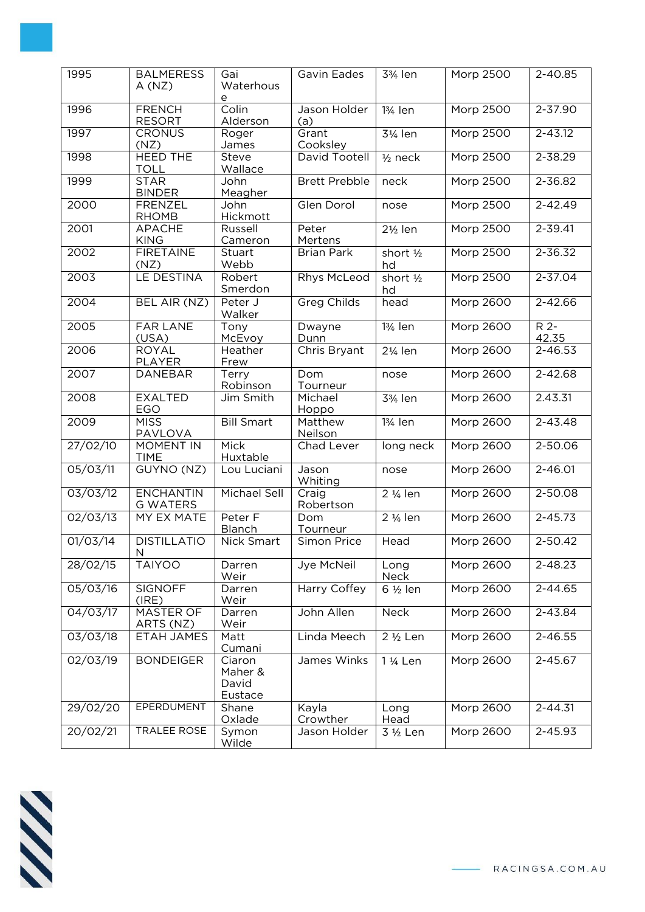| | | | | | | |
|---|---|---|---|---|---|---|
| 1995 | BALMERESS A (NZ) | Gai Waterhouse | Gavin Eades | 3¾ len | Morp 2500 | 2-40.85 |
| 1996 | FRENCH RESORT | Colin Alderson | Jason Holder (a) | 1¾ len | Morp 2500 | 2-37.90 |
| 1997 | CRONUS (NZ) | Roger James | Grant Cooksley | 3¼ len | Morp 2500 | 2-43.12 |
| 1998 | HEED THE TOLL | Steve Wallace | David Tootell | ½ neck | Morp 2500 | 2-38.29 |
| 1999 | STAR BINDER | John Meagher | Brett Prebble | neck | Morp 2500 | 2-36.82 |
| 2000 | FRENZEL RHOMB | John Hickmott | Glen Dorol | nose | Morp 2500 | 2-42.49 |
| 2001 | APACHE KING | Russell Cameron | Peter Mertens | 2½ len | Morp 2500 | 2-39.41 |
| 2002 | FIRETAINE (NZ) | Stuart Webb | Brian Park | short ½ hd | Morp 2500 | 2-36.32 |
| 2003 | LE DESTINA | Robert Smerdon | Rhys McLeod | short ½ hd | Morp 2500 | 2-37.04 |
| 2004 | BEL AIR (NZ) | Peter J Walker | Greg Childs | head | Morp 2600 | 2-42.66 |
| 2005 | FAR LANE (USA) | Tony McEvoy | Dwayne Dunn | 1¾ len | Morp 2600 | R 2-42.35 |
| 2006 | ROYAL PLAYER | Heather Frew | Chris Bryant | 2¼ len | Morp 2600 | 2-46.53 |
| 2007 | DANEBAR | Terry Robinson | Dom Tourneur | nose | Morp 2600 | 2-42.68 |
| 2008 | EXALTED EGO | Jim Smith | Michael Hoppo | 3¾ len | Morp 2600 | 2.43.31 |
| 2009 | MISS PAVLOVA | Bill Smart | Matthew Neilson | 1¾ len | Morp 2600 | 2-43.48 |
| 27/02/10 | MOMENT IN TIME | Mick Huxtable | Chad Lever | long neck | Morp 2600 | 2-50.06 |
| 05/03/11 | GUYNO (NZ) | Lou Luciani | Jason Whiting | nose | Morp 2600 | 2-46.01 |
| 03/03/12 | ENCHANTING WATERS | Michael Sell | Craig Robertson | 2 ¼ len | Morp 2600 | 2-50.08 |
| 02/03/13 | MY EX MATE | Peter F Blanch | Dom Tourneur | 2 ¼ len | Morp 2600 | 2-45.73 |
| 01/03/14 | DISTILLATION | Nick Smart | Simon Price | Head | Morp 2600 | 2-50.42 |
| 28/02/15 | TAIYOO | Darren Weir | Jye McNeil | Long Neck | Morp 2600 | 2-48.23 |
| 05/03/16 | SIGNOFF (IRE) | Darren Weir | Harry Coffey | 6 ½ len | Morp 2600 | 2-44.65 |
| 04/03/17 | MASTER OF ARTS (NZ) | Darren Weir | John Allen | Neck | Morp 2600 | 2-43.84 |
| 03/03/18 | ETAH JAMES | Matt Cumani | Linda Meech | 2 ½ Len | Morp 2600 | 2-46.55 |
| 02/03/19 | BONDEIGER | Ciaron Maher & David Eustace | James Winks | 1 ¼ Len | Morp 2600 | 2-45.67 |
| 29/02/20 | EPERDUMENT | Shane Oxlade | Kayla Crowther | Long Head | Morp 2600 | 2-44.31 |
| 20/02/21 | TRALEE ROSE | Symon Wilde | Jason Holder | 3 ½ Len | Morp 2600 | 2-45.93 |